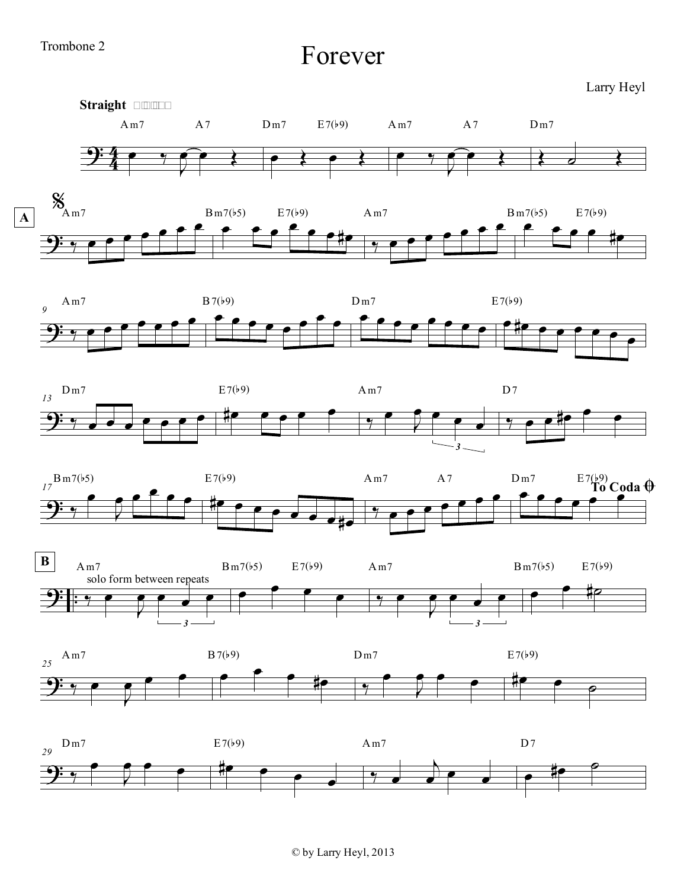Trombone 2

# Forever

Larry Heyl

**Straight**

Am7 A7 Dm7 E7(♭9) Am7 A7 Dm7

**A**

Am7 Bm7(♭5) E7(♭9) Am7 Bm7(♭5) E7(♭9)

Am7 B7(♭9) Dm7 E7(♭9)

Dm7 E7(♭9) Am7 D7

Bm7(♭5) E7(♭9) Am7 A7 Dm7 E7(♭9) **To Coda**

**B**

Am7 Bm7(♭5) E7(♭9) Am7 Bm7(♭5) E7(♭9)

solo form between repeats

Am7 B7(♭9) Dm7 E7(♭9)

Dm7 E7(♭9) Am7 D7

© by Larry Heyl, 2013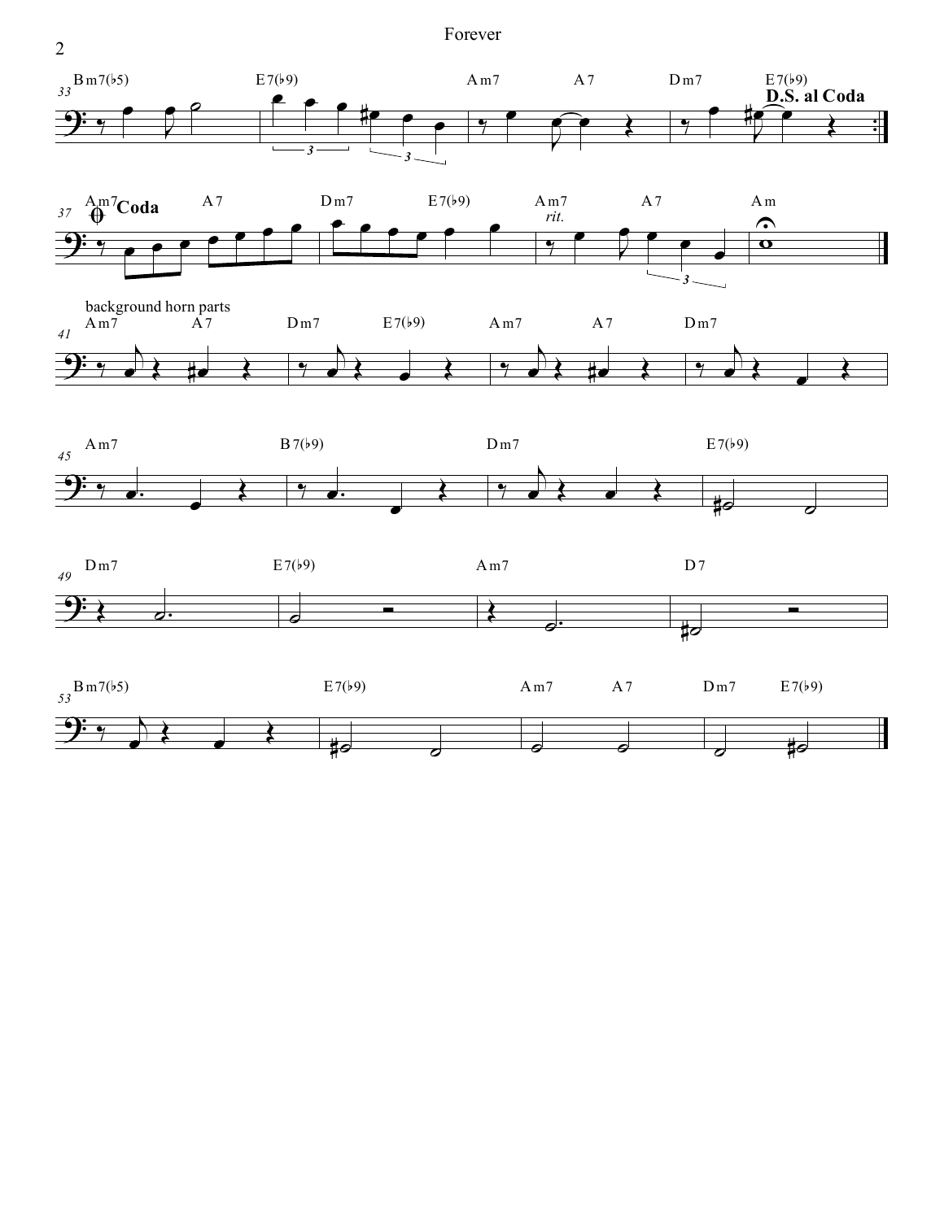background horn parts